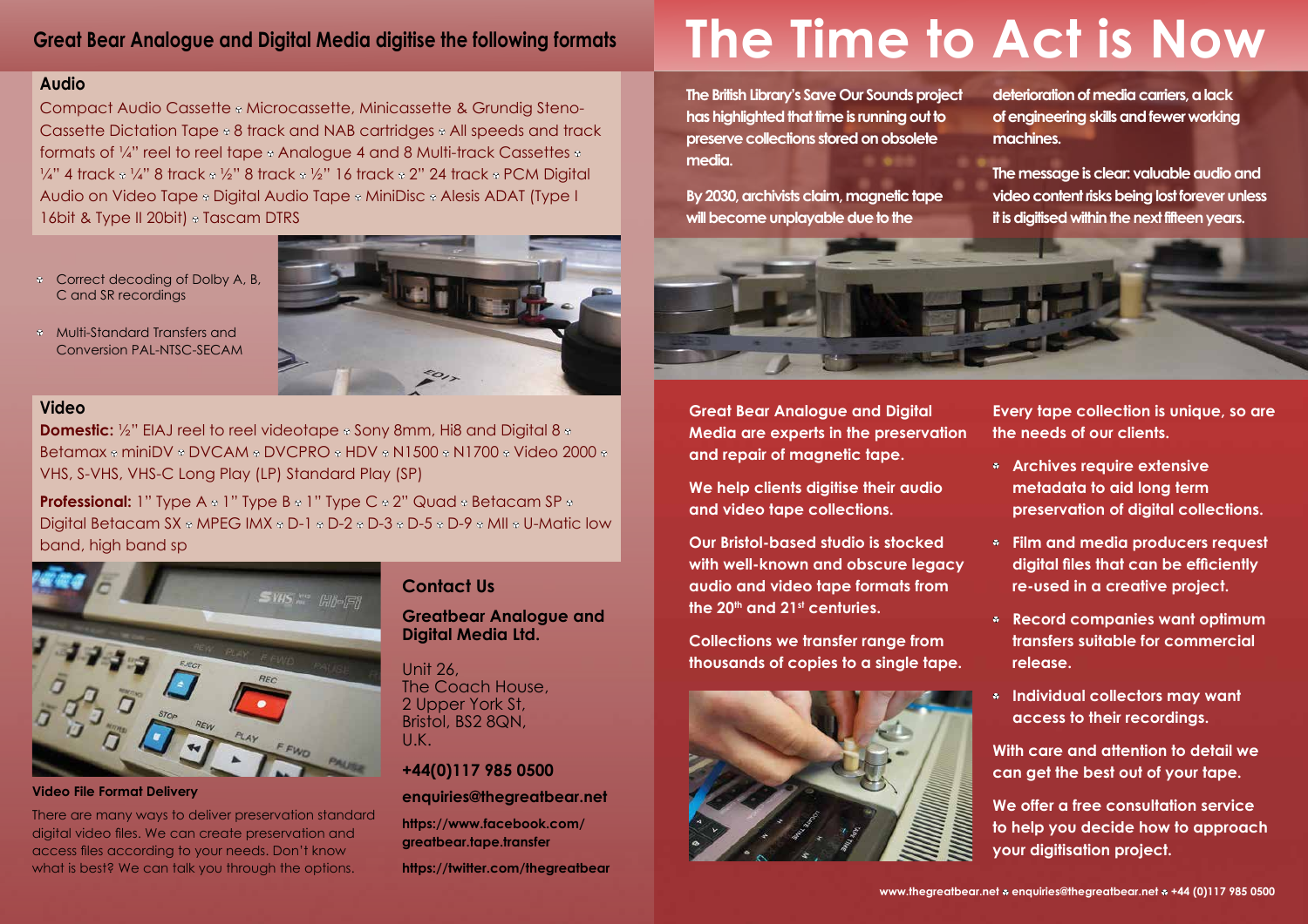## Great Bear Analogue and Digital Media digitise the following formats

### Audio

Compact Audio Cassette ◦ Microcassette, Minicassette & Grundig Steno-Cassette Dictation Tape ◦ 8 track and NAB cartridges ◦ All speeds and track formats of ¼" reel to reel tape ◦ Analogue 4 and 8 Multi-track Cassettes ◦ ¼" 4 track ◦ ¼" 8 track ◦ ½" 8 track ◦ ½" 16 track ◦ 2" 24 track ◦ PCM Digital Audio on Video Tape ◦ Digital Audio Tape ◦ MiniDisc ◦ Alesis ADAT (Type I 16bit & Type II 20bit) ◦ Tascam DTRS

- Correct decoding of Dolby A, B, C and SR recordings
- Multi-Standard Transfers and Conversion PAL-NTSC-SECAM

### Video

**Domestic:** ½" EIAJ reel to reel videotape ◦ Sony 8mm, Hi8 and Digital 8 ◦ Betamax ◦ miniDV ◦ DVCAM ◦ DVCPRO ◦ HDV ◦ N1500 ◦ N1700 ◦ Video 2000 ◦ VHS, S-VHS, VHS-C Long Play (LP) Standard Play (SP)

**Professional:** 1" Type A ◦ 1" Type B ◦ 1" Type C ◦ 2" Quad ◦ Betacam SP ◦ Digital Betacam SX ◦ MPEG IMX ◦ D-1 ◦ D-2 ◦ D-3 ◦ D-5 ◦ D-9 ◦ MII ◦ U-Matic low band, high band sp

**Video File Format Delivery**

There are many ways to deliver preservation standard digital video files. We can create preservation and access files according to your needs. Don't know what is best? We can talk you through the options.

### Contact Us

**Greatbear Analogue and Digital Media Ltd.**

Unit 26,
The Coach House,
2 Upper York St,
Bristol, BS2 8QN,
U.K.

**+44(0)117 985 0500**

**enquiries@thegreatbear.net**

**https://www.facebook.com/greatbear.tape.transfer**

**https://twitter.com/thegreatbear**

# The Time to Act is Now

**The British Library's Save Our Sounds project has highlighted that time is running out to preserve collections stored on obsolete media.**

**By 2030, archivists claim, magnetic tape will become unplayable due to the deterioration of media carriers, a lack of engineering skills and fewer working machines.**

**The message is clear: valuable audio and video content risks being lost forever unless it is digitised within the next fifteen years.**

**Great Bear Analogue and Digital Media are experts in the preservation and repair of magnetic tape.**

**We help clients digitise their audio and video tape collections.**

**Our Bristol-based studio is stocked with well-known and obscure legacy audio and video tape formats from the 20th and 21st centuries.**

**Collections we transfer range from thousands of copies to a single tape.**

**Every tape collection is unique, so are the needs of our clients.**

- **Archives require extensive metadata to aid long term preservation of digital collections.**
- **Film and media producers request digital files that can be efficiently re-used in a creative project.**
- **Record companies want optimum transfers suitable for commercial release.**
- **Individual collectors may want access to their recordings.**

**With care and attention to detail we can get the best out of your tape.**

**We offer a free consultation service to help you decide how to approach your digitisation project.**

**www.thegreatbear.net ◦ enquiries@thegreatbear.net ◦ +44 (0)117 985 0500**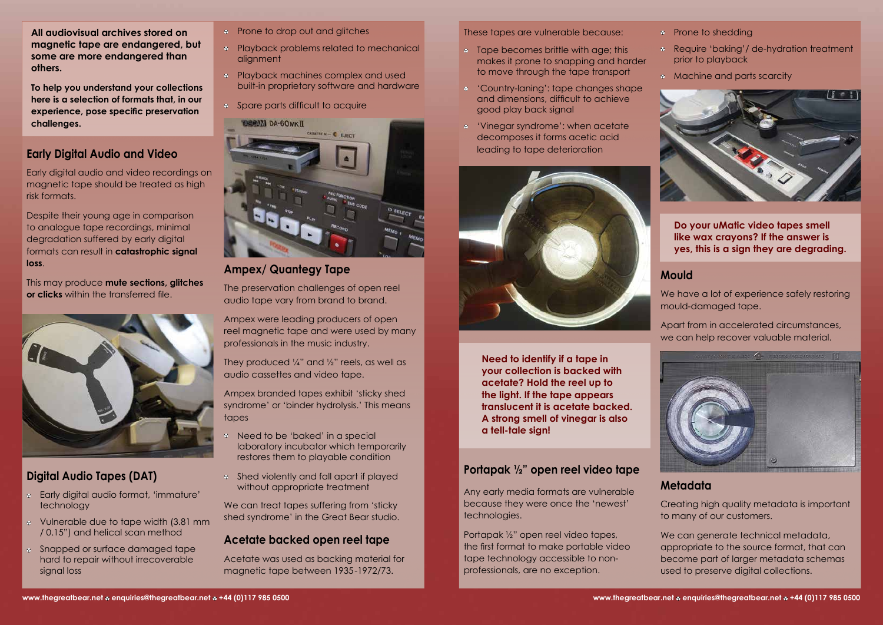**All audiovisual archives stored on magnetic tape are endangered, but some are more endangered than others.**

**To help you understand your collections here is a selection of formats that, in our experience, pose specific preservation challenges.**

## Early Digital Audio and Video

Early digital audio and video recordings on magnetic tape should be treated as high risk formats.

Despite their young age in comparison to analogue tape recordings, minimal degradation suffered by early digital formats can result in **catastrophic signal loss**.

This may produce **mute sections, glitches or clicks** within the transferred file.

## Digital Audio Tapes (DAT)

- Early digital audio format, 'immature' technology
- Vulnerable due to tape width (3.81 mm / 0.15") and helical scan method
- Snapped or surface damaged tape hard to repair without irrecoverable signal loss
- Prone to drop out and glitches
- Playback problems related to mechanical alignment
- Playback machines complex and used built-in proprietary software and hardware
- Spare parts difficult to acquire

## Ampex/ Quantegy Tape

The preservation challenges of open reel audio tape vary from brand to brand.

Ampex were leading producers of open reel magnetic tape and were used by many professionals in the music industry.

They produced ¼" and ½" reels, as well as audio cassettes and video tape.

Ampex branded tapes exhibit 'sticky shed syndrome' or 'binder hydrolysis.' This means tapes

- Need to be 'baked' in a special laboratory incubator which temporarily restores them to playable condition
- Shed violently and fall apart if played without appropriate treatment

We can treat tapes suffering from 'sticky shed syndrome' in the Great Bear studio.

## Acetate backed open reel tape

Acetate was used as backing material for magnetic tape between 1935-1972/73.

These tapes are vulnerable because:

- Tape becomes brittle with age; this makes it prone to snapping and harder to move through the tape transport
- 'Country-laning': tape changes shape and dimensions, difficult to achieve good play back signal
- 'Vinegar syndrome': when acetate decomposes it forms acetic acid leading to tape deterioration

**Need to identify if a tape in your collection is backed with acetate? Hold the reel up to the light. If the tape appears translucent it is acetate backed. A strong smell of vinegar is also a tell-tale sign!**

## Portapak ½" open reel video tape

Any early media formats are vulnerable because they were once the 'newest' technologies.

Portapak ½" open reel video tapes, the first format to make portable video tape technology accessible to non-professionals, are no exception.

- Prone to shedding
- Require 'baking'/ de-hydration treatment prior to playback
- Machine and parts scarcity

**Do your uMatic video tapes smell like wax crayons? If the answer is yes, this is a sign they are degrading.**

## Mould

We have a lot of experience safely restoring mould-damaged tape.

Apart from in accelerated circumstances, we can help recover valuable material.

## Metadata

Creating high quality metadata is important to many of our customers.

We can generate technical metadata, appropriate to the source format, that can become part of larger metadata schemas used to preserve digital collections.

www.thegreatbear.net • enquiries@thegreatbear.net • +44 (0)117 985 0500